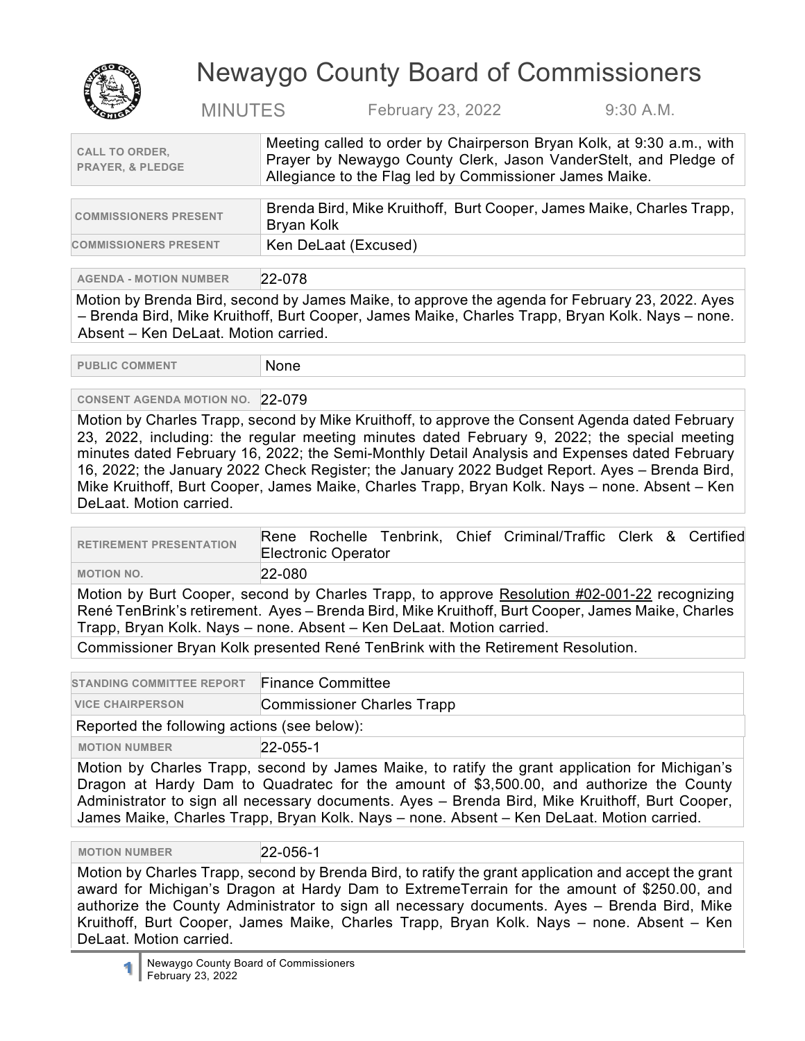# Newaygo County Board of Commissioners

MINUTES February 23, 2022 9:30 A.M.

| | |
|---|---|
| **CALL TO ORDER, PRAYER, & PLEDGE** | Meeting called to order by Chairperson Bryan Kolk, at 9:30 a.m., with Prayer by Newaygo County Clerk, Jason VanderStelt, and Pledge of Allegiance to the Flag led by Commissioner James Maike. |

| | |
|---|---|
| **COMMISSIONERS PRESENT** | Brenda Bird, Mike Kruithoff, Burt Cooper, James Maike, Charles Trapp, Bryan Kolk |
| **COMMISSIONERS PRESENT** | Ken DeLaat (Excused) |

**AGENDA - MOTION NUMBER** 22-078

Motion by Brenda Bird, second by James Maike, to approve the agenda for February 23, 2022. Ayes – Brenda Bird, Mike Kruithoff, Burt Cooper, James Maike, Charles Trapp, Bryan Kolk. Nays – none. Absent – Ken DeLaat. Motion carried.

**PUBLIC COMMENT** None

**CONSENT AGENDA MOTION NO.** 22-079

Motion by Charles Trapp, second by Mike Kruithoff, to approve the Consent Agenda dated February 23, 2022, including: the regular meeting minutes dated February 9, 2022; the special meeting minutes dated February 16, 2022; the Semi-Monthly Detail Analysis and Expenses dated February 16, 2022; the January 2022 Check Register; the January 2022 Budget Report. Ayes – Brenda Bird, Mike Kruithoff, Burt Cooper, James Maike, Charles Trapp, Bryan Kolk. Nays – none. Absent – Ken DeLaat. Motion carried.

**RETIREMENT PRESENTATION** Rene Rochelle Tenbrink, Chief Criminal/Traffic Clerk & Certified Electronic Operator

**MOTION NO.** 22-080

Motion by Burt Cooper, second by Charles Trapp, to approve Resolution #02-001-22 recognizing René TenBrink's retirement. Ayes – Brenda Bird, Mike Kruithoff, Burt Cooper, James Maike, Charles Trapp, Bryan Kolk. Nays – none. Absent – Ken DeLaat. Motion carried.

Commissioner Bryan Kolk presented René TenBrink with the Retirement Resolution.

**STANDING COMMITTEE REPORT** Finance Committee

**VICE CHAIRPERSON** Commissioner Charles Trapp

Reported the following actions (see below):

**MOTION NUMBER** 22-055-1

Motion by Charles Trapp, second by James Maike, to ratify the grant application for Michigan's Dragon at Hardy Dam to Quadratec for the amount of $3,500.00, and authorize the County Administrator to sign all necessary documents. Ayes – Brenda Bird, Mike Kruithoff, Burt Cooper, James Maike, Charles Trapp, Bryan Kolk. Nays – none. Absent – Ken DeLaat. Motion carried.

**MOTION NUMBER** 22-056-1

Motion by Charles Trapp, second by Brenda Bird, to ratify the grant application and accept the grant award for Michigan's Dragon at Hardy Dam to ExtremeTerrain for the amount of $250.00, and authorize the County Administrator to sign all necessary documents. Ayes – Brenda Bird, Mike Kruithoff, Burt Cooper, James Maike, Charles Trapp, Bryan Kolk. Nays – none. Absent – Ken DeLaat. Motion carried.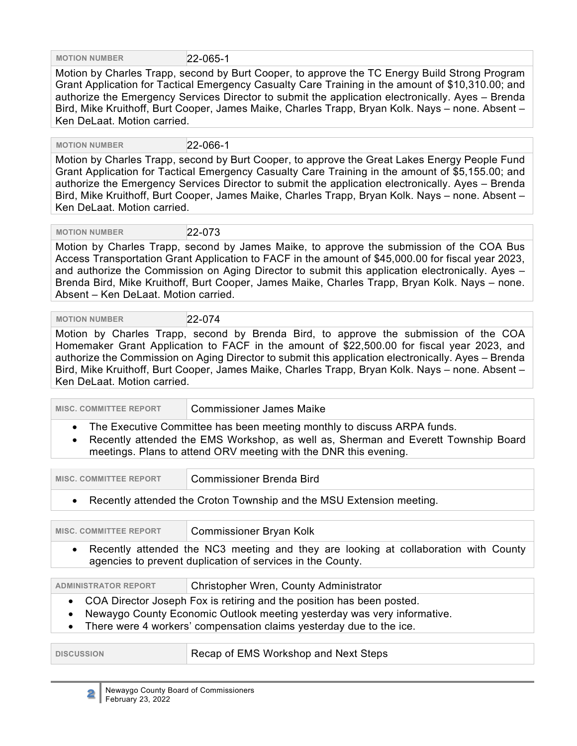| MOTION NUMBER | 22-065-1 |
| --- | --- |

Motion by Charles Trapp, second by Burt Cooper, to approve the TC Energy Build Strong Program Grant Application for Tactical Emergency Casualty Care Training in the amount of $10,310.00; and authorize the Emergency Services Director to submit the application electronically. Ayes – Brenda Bird, Mike Kruithoff, Burt Cooper, James Maike, Charles Trapp, Bryan Kolk. Nays – none. Absent – Ken DeLaat. Motion carried.

| MOTION NUMBER | 22-066-1 |
| --- | --- |

Motion by Charles Trapp, second by Burt Cooper, to approve the Great Lakes Energy People Fund Grant Application for Tactical Emergency Casualty Care Training in the amount of $5,155.00; and authorize the Emergency Services Director to submit the application electronically. Ayes – Brenda Bird, Mike Kruithoff, Burt Cooper, James Maike, Charles Trapp, Bryan Kolk. Nays – none. Absent – Ken DeLaat. Motion carried.

| MOTION NUMBER | 22-073 |
| --- | --- |

Motion by Charles Trapp, second by James Maike, to approve the submission of the COA Bus Access Transportation Grant Application to FACF in the amount of $45,000.00 for fiscal year 2023, and authorize the Commission on Aging Director to submit this application electronically. Ayes – Brenda Bird, Mike Kruithoff, Burt Cooper, James Maike, Charles Trapp, Bryan Kolk. Nays – none. Absent – Ken DeLaat. Motion carried.

| MOTION NUMBER | 22-074 |
| --- | --- |

Motion by Charles Trapp, second by Brenda Bird, to approve the submission of the COA Homemaker Grant Application to FACF in the amount of $22,500.00 for fiscal year 2023, and authorize the Commission on Aging Director to submit this application electronically. Ayes – Brenda Bird, Mike Kruithoff, Burt Cooper, James Maike, Charles Trapp, Bryan Kolk. Nays – none. Absent – Ken DeLaat. Motion carried.

| MISC. COMMITTEE REPORT | Commissioner James Maike |
| --- | --- |

- The Executive Committee has been meeting monthly to discuss ARPA funds.
- Recently attended the EMS Workshop, as well as, Sherman and Everett Township Board meetings. Plans to attend ORV meeting with the DNR this evening.

| MISC. COMMITTEE REPORT | Commissioner Brenda Bird |
| --- | --- |

- Recently attended the Croton Township and the MSU Extension meeting.

| MISC. COMMITTEE REPORT | Commissioner Bryan Kolk |
| --- | --- |

- Recently attended the NC3 meeting and they are looking at collaboration with County agencies to prevent duplication of services in the County.

| ADMINISTRATOR REPORT | Christopher Wren, County Administrator |
| --- | --- |

- COA Director Joseph Fox is retiring and the position has been posted.
- Newaygo County Economic Outlook meeting yesterday was very informative.
- There were 4 workers' compensation claims yesterday due to the ice.

| DISCUSSION | Recap of EMS Workshop and Next Steps |
| --- | --- |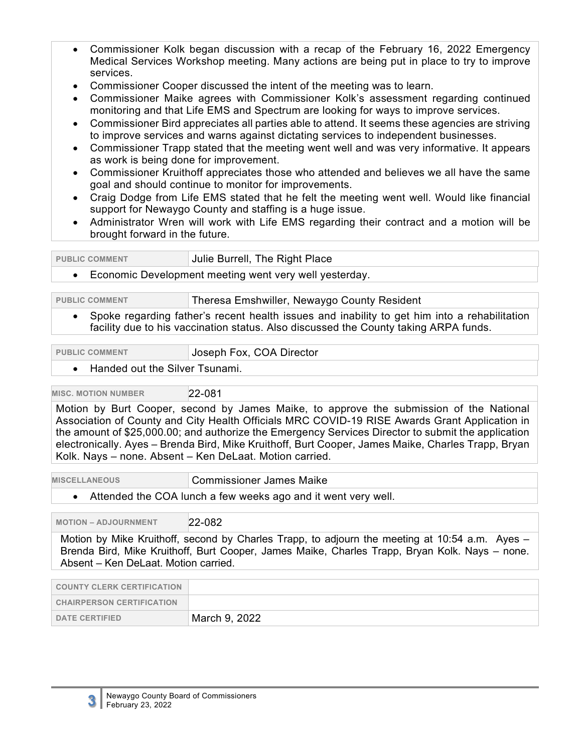- Commissioner Kolk began discussion with a recap of the February 16, 2022 Emergency Medical Services Workshop meeting. Many actions are being put in place to try to improve services.
- Commissioner Cooper discussed the intent of the meeting was to learn.
- Commissioner Maike agrees with Commissioner Kolk's assessment regarding continued monitoring and that Life EMS and Spectrum are looking for ways to improve services.
- Commissioner Bird appreciates all parties able to attend. It seems these agencies are striving to improve services and warns against dictating services to independent businesses.
- Commissioner Trapp stated that the meeting went well and was very informative. It appears as work is being done for improvement.
- Commissioner Kruithoff appreciates those who attended and believes we all have the same goal and should continue to monitor for improvements.
- Craig Dodge from Life EMS stated that he felt the meeting went well. Would like financial support for Newaygo County and staffing is a huge issue.
- Administrator Wren will work with Life EMS regarding their contract and a motion will be brought forward in the future.

| | |
|---|---|
| PUBLIC COMMENT | Julie Burrell, The Right Place |

- Economic Development meeting went very well yesterday.

| | |
|---|---|
| PUBLIC COMMENT | Theresa Emshwiller, Newaygo County Resident |

- Spoke regarding father's recent health issues and inability to get him into a rehabilitation facility due to his vaccination status. Also discussed the County taking ARPA funds.

| | |
|---|---|
| PUBLIC COMMENT | Joseph Fox, COA Director |

- Handed out the Silver Tsunami.

| | |
|---|---|
| MISC. MOTION NUMBER | 22-081 |

Motion by Burt Cooper, second by James Maike, to approve the submission of the National Association of County and City Health Officials MRC COVID-19 RISE Awards Grant Application in the amount of $25,000.00; and authorize the Emergency Services Director to submit the application electronically. Ayes – Brenda Bird, Mike Kruithoff, Burt Cooper, James Maike, Charles Trapp, Bryan Kolk. Nays – none. Absent – Ken DeLaat. Motion carried.

| | |
|---|---|
| MISCELLANEOUS | Commissioner James Maike |

- Attended the COA lunch a few weeks ago and it went very well.

| | |
|---|---|
| MOTION – ADJOURNMENT | 22-082 |

Motion by Mike Kruithoff, second by Charles Trapp, to adjourn the meeting at 10:54 a.m. Ayes – Brenda Bird, Mike Kruithoff, Burt Cooper, James Maike, Charles Trapp, Bryan Kolk. Nays – none. Absent – Ken DeLaat. Motion carried.

| | |
|---|---|
| COUNTY CLERK CERTIFICATION | |
| CHAIRPERSON CERTIFICATION | |
| DATE CERTIFIED | March 9, 2022 |